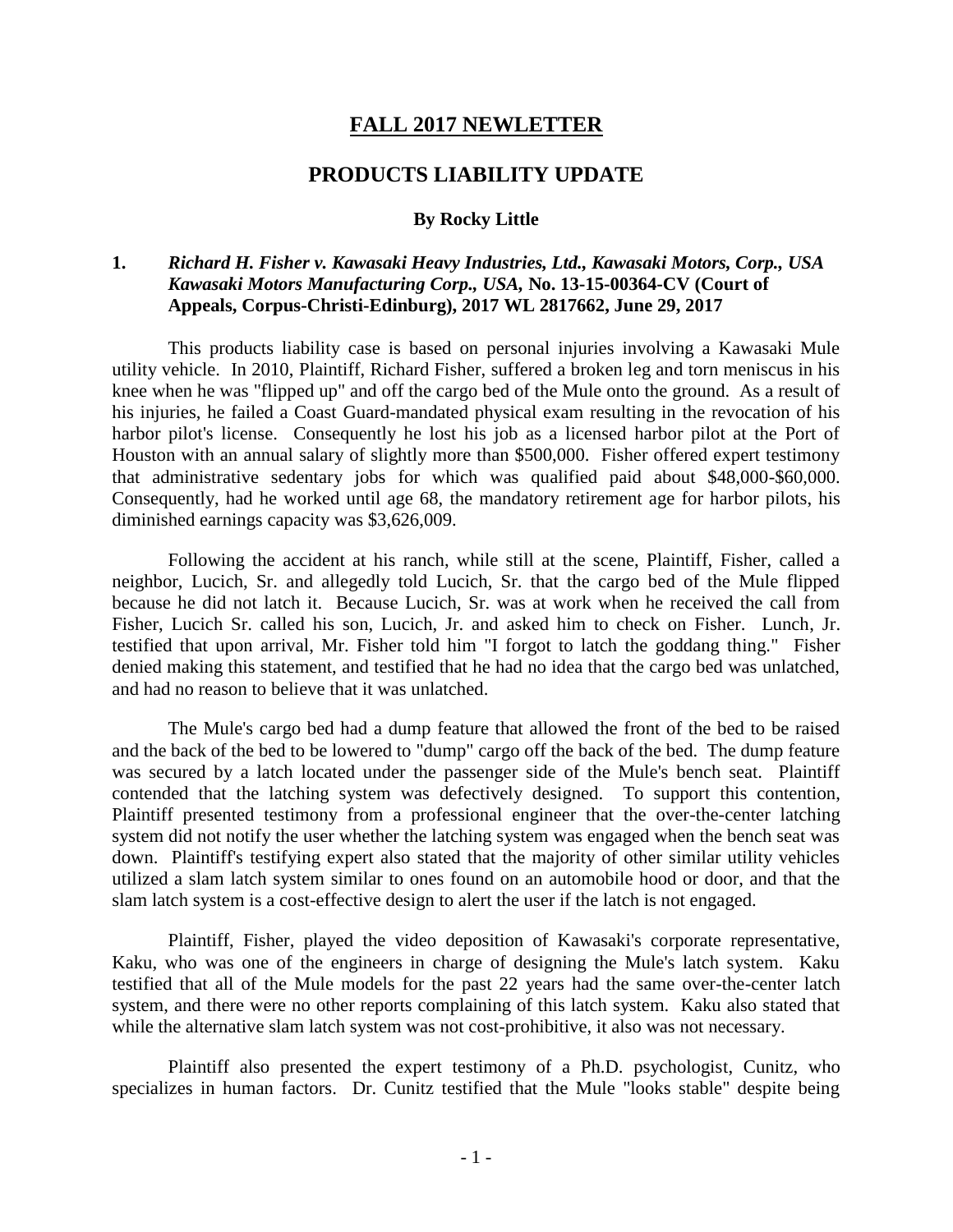# FALL 2017 NEWLETTER

## PRODUCTS LIABILITY UPDATE

**By Rocky Little**

**1.** ***Richard H. Fisher v. Kawasaki Heavy Industries, Ltd., Kawasaki Motors, Corp., USA Kawasaki Motors Manufacturing Corp., USA,*** **No. 13-15-00364-CV (Court of Appeals, Corpus-Christi-Edinburg), 2017 WL 2817662, June 29, 2017**

This products liability case is based on personal injuries involving a Kawasaki Mule utility vehicle. In 2010, Plaintiff, Richard Fisher, suffered a broken leg and torn meniscus in his knee when he was "flipped up" and off the cargo bed of the Mule onto the ground. As a result of his injuries, he failed a Coast Guard-mandated physical exam resulting in the revocation of his harbor pilot's license. Consequently he lost his job as a licensed harbor pilot at the Port of Houston with an annual salary of slightly more than $500,000. Fisher offered expert testimony that administrative sedentary jobs for which was qualified paid about $48,000-$60,000. Consequently, had he worked until age 68, the mandatory retirement age for harbor pilots, his diminished earnings capacity was $3,626,009.

Following the accident at his ranch, while still at the scene, Plaintiff, Fisher, called a neighbor, Lucich, Sr. and allegedly told Lucich, Sr. that the cargo bed of the Mule flipped because he did not latch it. Because Lucich, Sr. was at work when he received the call from Fisher, Lucich Sr. called his son, Lucich, Jr. and asked him to check on Fisher. Lunch, Jr. testified that upon arrival, Mr. Fisher told him "I forgot to latch the goddang thing." Fisher denied making this statement, and testified that he had no idea that the cargo bed was unlatched, and had no reason to believe that it was unlatched.

The Mule's cargo bed had a dump feature that allowed the front of the bed to be raised and the back of the bed to be lowered to "dump" cargo off the back of the bed. The dump feature was secured by a latch located under the passenger side of the Mule's bench seat. Plaintiff contended that the latching system was defectively designed. To support this contention, Plaintiff presented testimony from a professional engineer that the over-the-center latching system did not notify the user whether the latching system was engaged when the bench seat was down. Plaintiff's testifying expert also stated that the majority of other similar utility vehicles utilized a slam latch system similar to ones found on an automobile hood or door, and that the slam latch system is a cost-effective design to alert the user if the latch is not engaged.

Plaintiff, Fisher, played the video deposition of Kawasaki's corporate representative, Kaku, who was one of the engineers in charge of designing the Mule's latch system. Kaku testified that all of the Mule models for the past 22 years had the same over-the-center latch system, and there were no other reports complaining of this latch system. Kaku also stated that while the alternative slam latch system was not cost-prohibitive, it also was not necessary.

Plaintiff also presented the expert testimony of a Ph.D. psychologist, Cunitz, who specializes in human factors. Dr. Cunitz testified that the Mule "looks stable" despite being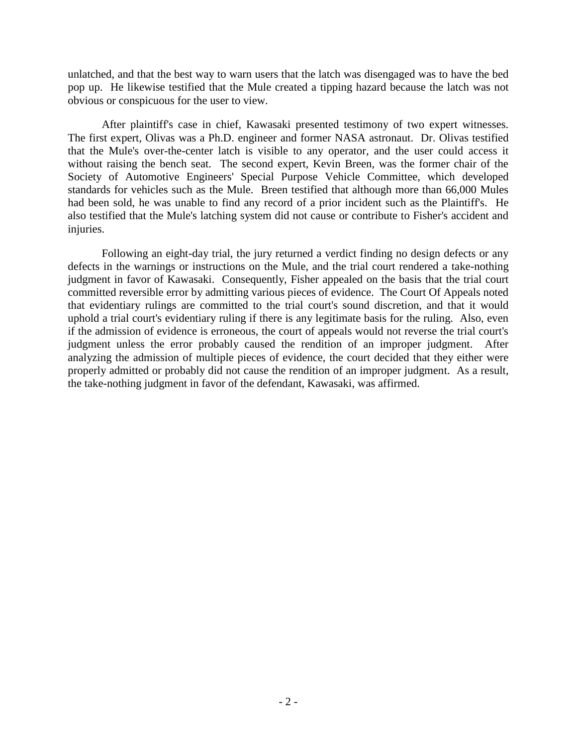unlatched, and that the best way to warn users that the latch was disengaged was to have the bed pop up. He likewise testified that the Mule created a tipping hazard because the latch was not obvious or conspicuous for the user to view.

After plaintiff's case in chief, Kawasaki presented testimony of two expert witnesses. The first expert, Olivas was a Ph.D. engineer and former NASA astronaut. Dr. Olivas testified that the Mule's over-the-center latch is visible to any operator, and the user could access it without raising the bench seat. The second expert, Kevin Breen, was the former chair of the Society of Automotive Engineers' Special Purpose Vehicle Committee, which developed standards for vehicles such as the Mule. Breen testified that although more than 66,000 Mules had been sold, he was unable to find any record of a prior incident such as the Plaintiff's. He also testified that the Mule's latching system did not cause or contribute to Fisher's accident and injuries.

Following an eight-day trial, the jury returned a verdict finding no design defects or any defects in the warnings or instructions on the Mule, and the trial court rendered a take-nothing judgment in favor of Kawasaki. Consequently, Fisher appealed on the basis that the trial court committed reversible error by admitting various pieces of evidence. The Court Of Appeals noted that evidentiary rulings are committed to the trial court's sound discretion, and that it would uphold a trial court's evidentiary ruling if there is any legitimate basis for the ruling. Also, even if the admission of evidence is erroneous, the court of appeals would not reverse the trial court's judgment unless the error probably caused the rendition of an improper judgment. After analyzing the admission of multiple pieces of evidence, the court decided that they either were properly admitted or probably did not cause the rendition of an improper judgment. As a result, the take-nothing judgment in favor of the defendant, Kawasaki, was affirmed.